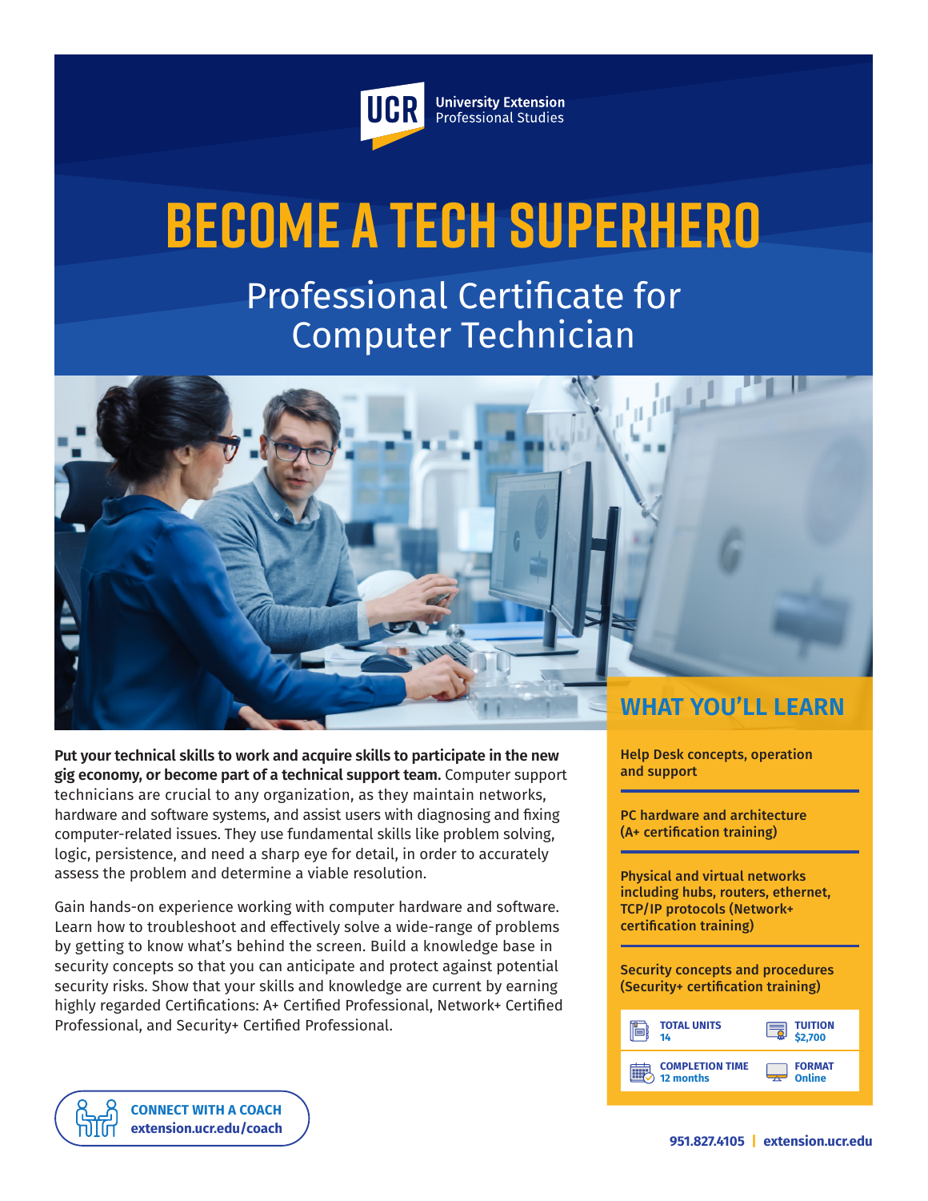UCR University Extension Professional Studies

# BECOME A TECH SUPERHERO

## Professional Certificate for Computer Technician

**Put your technical skills to work and acquire skills to participate in the new gig economy, or become part of a technical support team.** Computer support technicians are crucial to any organization, as they maintain networks, hardware and software systems, and assist users with diagnosing and fixing computer-related issues. They use fundamental skills like problem solving, logic, persistence, and need a sharp eye for detail, in order to accurately assess the problem and determine a viable resolution.

Gain hands-on experience working with computer hardware and software. Learn how to troubleshoot and effectively solve a wide-range of problems by getting to know what's behind the screen. Build a knowledge base in security concepts so that you can anticipate and protect against potential security risks. Show that your skills and knowledge are current by earning highly regarded Certifications: A+ Certified Professional, Network+ Certified Professional, and Security+ Certified Professional.

## WHAT YOU'LL LEARN

- **Help Desk concepts, operation and support**
- **PC hardware and architecture (A+ certification training)**
- **Physical and virtual networks including hubs, routers, ethernet, TCP/IP protocols (Network+ certification training)**
- **Security concepts and procedures (Security+ certification training)**

| | |
|---|---|
| **TOTAL UNITS** 14 | **TUITION** $2,700 |
| **COMPLETION TIME** 12 months | **FORMAT** Online |

**CONNECT WITH A COACH**
**extension.ucr.edu/coach**

**951.827.4105 | extension.ucr.edu**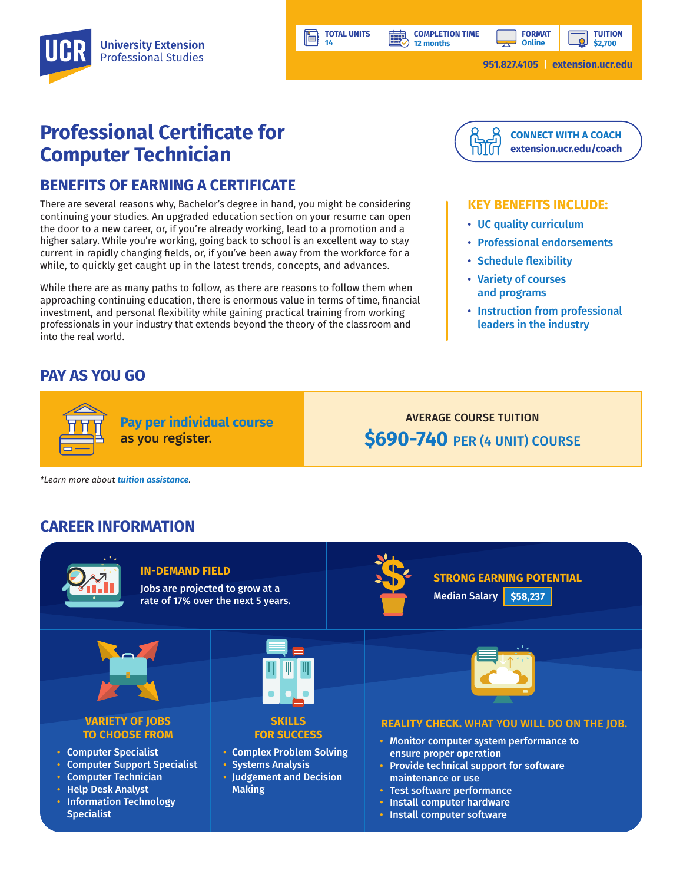UCR University Extension Professional Studies

| TOTAL UNITS | COMPLETION TIME | FORMAT | TUITION |
| --- | --- | --- | --- |
| 14 | 12 months | Online | $2,700 |

951.827.4105 | extension.ucr.edu

# Professional Certificate for Computer Technician

CONNECT WITH A COACH
extension.ucr.edu/coach

## BENEFITS OF EARNING A CERTIFICATE

There are several reasons why, Bachelor's degree in hand, you might be considering continuing your studies. An upgraded education section on your resume can open the door to a new career, or, if you're already working, lead to a promotion and a higher salary. While you're working, going back to school is an excellent way to stay current in rapidly changing fields, or, if you've been away from the workforce for a while, to quickly get caught up in the latest trends, concepts, and advances.

While there are as many paths to follow, as there are reasons to follow them when approaching continuing education, there is enormous value in terms of time, financial investment, and personal flexibility while gaining practical training from working professionals in your industry that extends beyond the theory of the classroom and into the real world.

### KEY BENEFITS INCLUDE:

- UC quality curriculum
- Professional endorsements
- Schedule flexibility
- Variety of courses and programs
- Instruction from professional leaders in the industry

## PAY AS YOU GO

**Pay per individual course as you register.**

AVERAGE COURSE TUITION
**$690-740** PER (4 UNIT) COURSE

*Learn more about tuition assistance.*

## CAREER INFORMATION

### IN-DEMAND FIELD

Jobs are projected to grow at a rate of 17% over the next 5 years.

### STRONG EARNING POTENTIAL

Median Salary **$58,237**

### VARIETY OF JOBS TO CHOOSE FROM

- Computer Specialist
- Computer Support Specialist
- Computer Technician
- Help Desk Analyst
- Information Technology Specialist

### SKILLS FOR SUCCESS

- Complex Problem Solving
- Systems Analysis
- Judgement and Decision Making

### REALITY CHECK. WHAT YOU WILL DO ON THE JOB.

- Monitor computer system performance to ensure proper operation
- Provide technical support for software maintenance or use
- Test software performance
- Install computer hardware
- Install computer software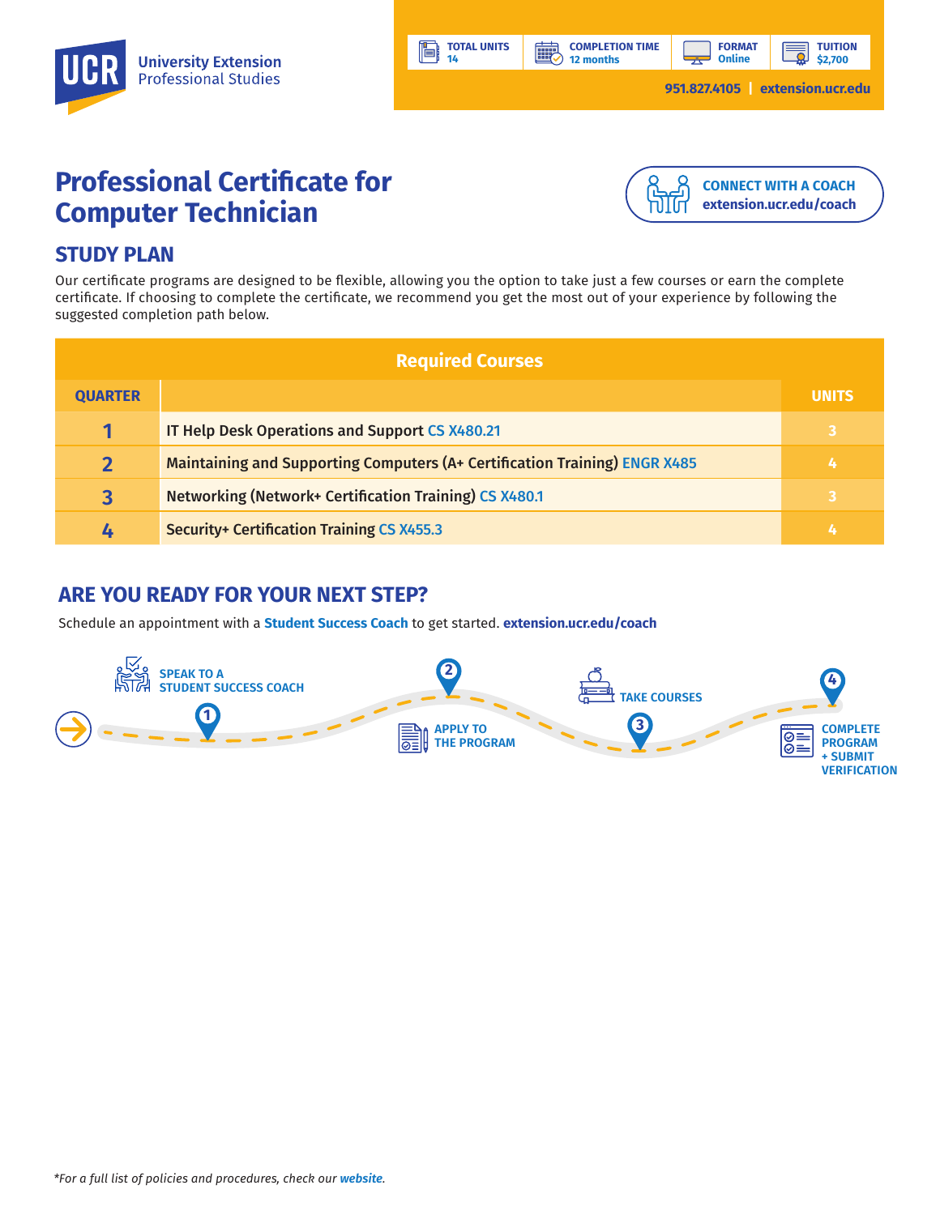UCR University Extension Professional Studies

| TOTAL UNITS | COMPLETION TIME | FORMAT | TUITION |
|---|---|---|---|
| 14 | 12 months | Online | $2,700 |

951.827.4105 | extension.ucr.edu

# Professional Certificate for Computer Technician

CONNECT WITH A COACH
extension.ucr.edu/coach

## STUDY PLAN

Our certificate programs are designed to be flexible, allowing you the option to take just a few courses or earn the complete certificate. If choosing to complete the certificate, we recommend you get the most out of your experience by following the suggested completion path below.

| Required Courses | | |
|---|---|---|
| QUARTER | | UNITS |
| 1 | IT Help Desk Operations and Support CS X480.21 | 3 |
| 2 | Maintaining and Supporting Computers (A+ Certification Training) ENGR X485 | 4 |
| 3 | Networking (Network+ Certification Training) CS X480.1 | 3 |
| 4 | Security+ Certification Training CS X455.3 | 4 |

## ARE YOU READY FOR YOUR NEXT STEP?

Schedule an appointment with a **Student Success Coach** to get started. **extension.ucr.edu/coach**

1. SPEAK TO A STUDENT SUCCESS COACH
2. APPLY TO THE PROGRAM
3. TAKE COURSES
4. COMPLETE PROGRAM + SUBMIT VERIFICATION

*For a full list of policies and procedures, check our website.*